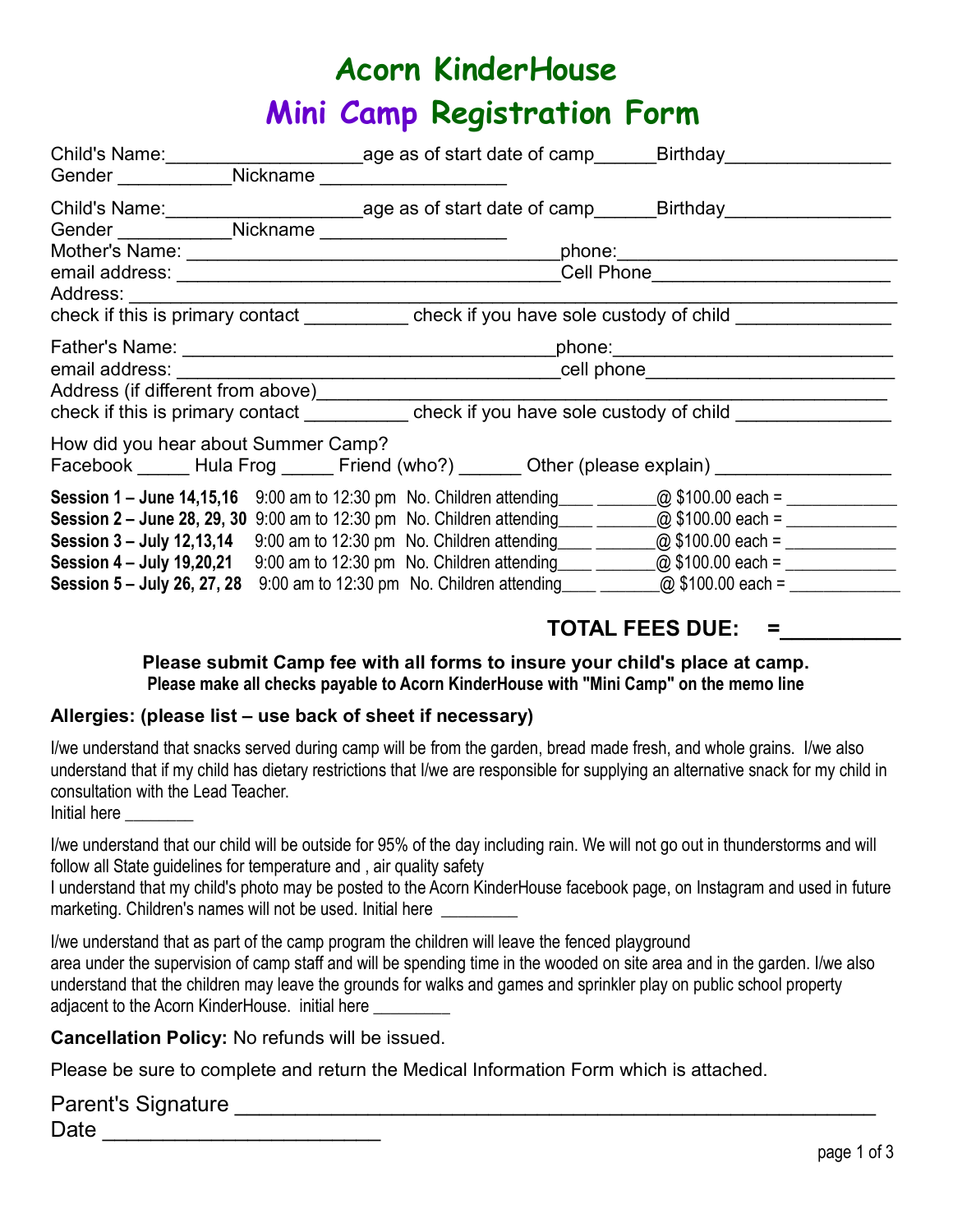# Acorn KinderHouse
# Mini Camp Registration Form

Child's Name:__________________age as of start date of camp______Birthday_______________
Gender ___________Nickname _________________

Child's Name:__________________age as of start date of camp______Birthday_______________
Gender ___________Nickname _________________
Mother's Name: ___________________________________phone:_________________________
email address: ___________________________________Cell Phone______________________
Address: ______________________________________________________________________
check if this is primary contact __________ check if you have sole custody of child ______________

Father's Name: ___________________________________phone:_________________________
email address: ___________________________________cell phone______________________
Address (if different from above)________________________________________________
check if this is primary contact __________ check if you have sole custody of child ______________

How did you hear about Summer Camp?
Facebook _____ Hula Frog _____ Friend (who?) ______ Other (please explain) ________________

**Session 1 – June 14,15,16** 9:00 am to 12:30 pm No. Children attending____ _______@ $100.00 each = ____________
**Session 2 – June 28, 29, 30** 9:00 am to 12:30 pm No. Children attending____ _______@ $100.00 each = ____________
**Session 3 – July 12,13,14** 9:00 am to 12:30 pm No. Children attending____ _______@ $100.00 each = ____________
**Session 4 – July 19,20,21** 9:00 am to 12:30 pm No. Children attending____ _______@ $100.00 each = ____________
**Session 5 – July 26, 27, 28** 9:00 am to 12:30 pm No. Children attending____ _______@ $100.00 each = ____________

**TOTAL FEES DUE: =_________**

**Please submit Camp fee with all forms to insure your child's place at camp.**
**Please make all checks payable to Acorn KinderHouse with "Mini Camp" on the memo line**

**Allergies: (please list – use back of sheet if necessary)**

I/we understand that snacks served during camp will be from the garden, bread made fresh, and whole grains. I/we also understand that if my child has dietary restrictions that I/we are responsible for supplying an alternative snack for my child in consultation with the Lead Teacher.
Initial here ________

I/we understand that our child will be outside for 95% of the day including rain. We will not go out in thunderstorms and will follow all State guidelines for temperature and , air quality safety
I understand that my child's photo may be posted to the Acorn KinderHouse facebook page, on Instagram and used in future marketing. Children's names will not be used. Initial here _________

I/we understand that as part of the camp program the children will leave the fenced playground area under the supervision of camp staff and will be spending time in the wooded on site area and in the garden. I/we also understand that the children may leave the grounds for walks and games and sprinkler play on public school property adjacent to the Acorn KinderHouse. initial here _________

**Cancellation Policy:** No refunds will be issued.

Please be sure to complete and return the Medical Information Form which is attached.

Parent's Signature ______________________________________________________
Date ______________________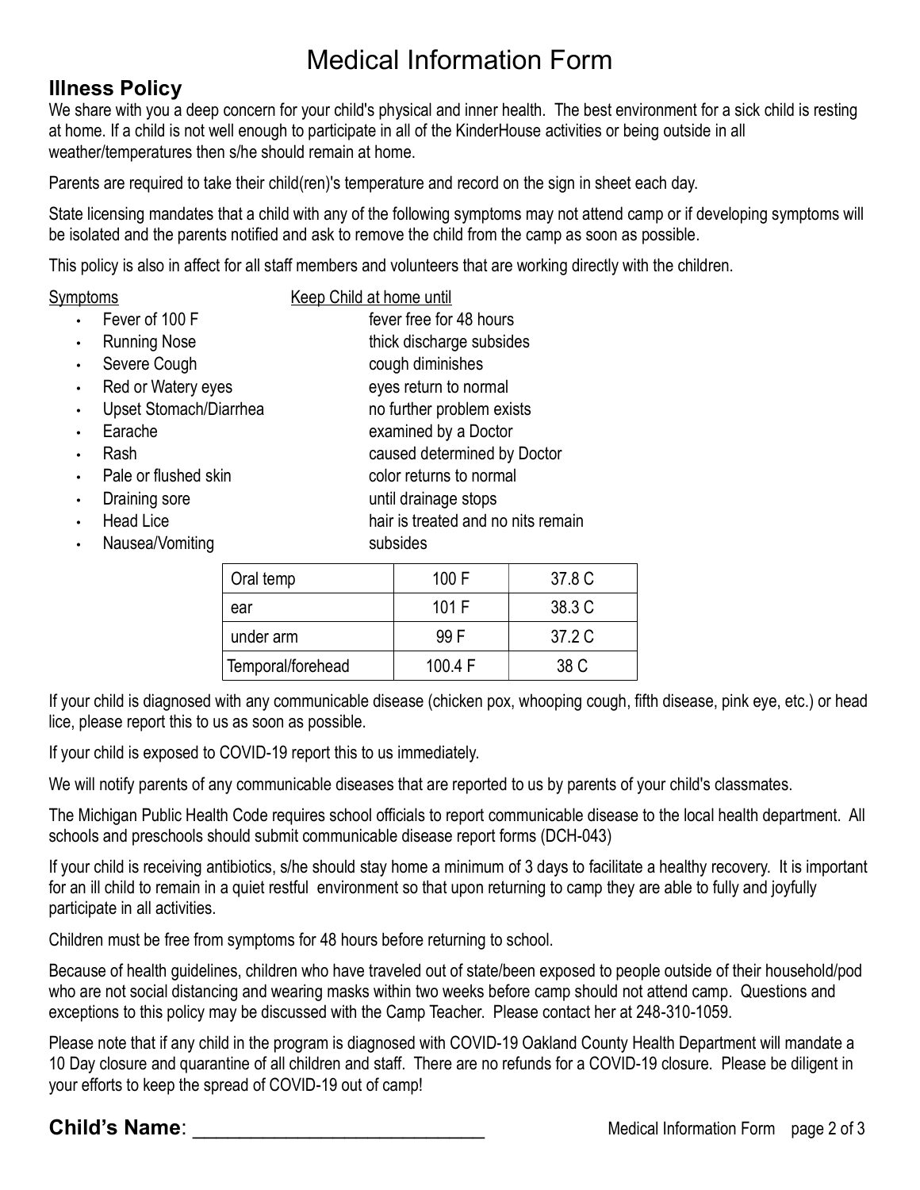# Medical Information Form

## Illness Policy

We share with you a deep concern for your child's physical and inner health. The best environment for a sick child is resting at home. If a child is not well enough to participate in all of the KinderHouse activities or being outside in all weather/temperatures then s/he should remain at home.

Parents are required to take their child(ren)'s temperature and record on the sign in sheet each day.

State licensing mandates that a child with any of the following symptoms may not attend camp or if developing symptoms will be isolated and the parents notified and ask to remove the child from the camp as soon as possible.

This policy is also in affect for all staff members and volunteers that are working directly with the children.

| Symptoms | Keep Child at home until |
|---|---|
| • Fever of 100 F | fever free for 48 hours |
| • Running Nose | thick discharge subsides |
| • Severe Cough | cough diminishes |
| • Red or Watery eyes | eyes return to normal |
| • Upset Stomach/Diarrhea | no further problem exists |
| • Earache | examined by a Doctor |
| • Rash | caused determined by Doctor |
| • Pale or flushed skin | color returns to normal |
| • Draining sore | until drainage stops |
| • Head Lice | hair is treated and no nits remain |
| • Nausea/Vomiting | subsides |

| | | |
|---|---|---|
| Oral temp | 100 F | 37.8 C |
| ear | 101 F | 38.3 C |
| under arm | 99 F | 37.2 C |
| Temporal/forehead | 100.4 F | 38 C |

If your child is diagnosed with any communicable disease (chicken pox, whooping cough, fifth disease, pink eye, etc.) or head lice, please report this to us as soon as possible.

If your child is exposed to COVID-19 report this to us immediately.

We will notify parents of any communicable diseases that are reported to us by parents of your child's classmates.

The Michigan Public Health Code requires school officials to report communicable disease to the local health department. All schools and preschools should submit communicable disease report forms (DCH-043)

If your child is receiving antibiotics, s/he should stay home a minimum of 3 days to facilitate a healthy recovery. It is important for an ill child to remain in a quiet restful environment so that upon returning to camp they are able to fully and joyfully participate in all activities.

Children must be free from symptoms for 48 hours before returning to school.

Because of health guidelines, children who have traveled out of state/been exposed to people outside of their household/pod who are not social distancing and wearing masks within two weeks before camp should not attend camp. Questions and exceptions to this policy may be discussed with the Camp Teacher. Please contact her at 248-310-1059.

Please note that if any child in the program is diagnosed with COVID-19 Oakland County Health Department will mandate a 10 Day closure and quarantine of all children and staff. There are no refunds for a COVID-19 closure. Please be diligent in your efforts to keep the spread of COVID-19 out of camp!

**Child's Name**: ___________________________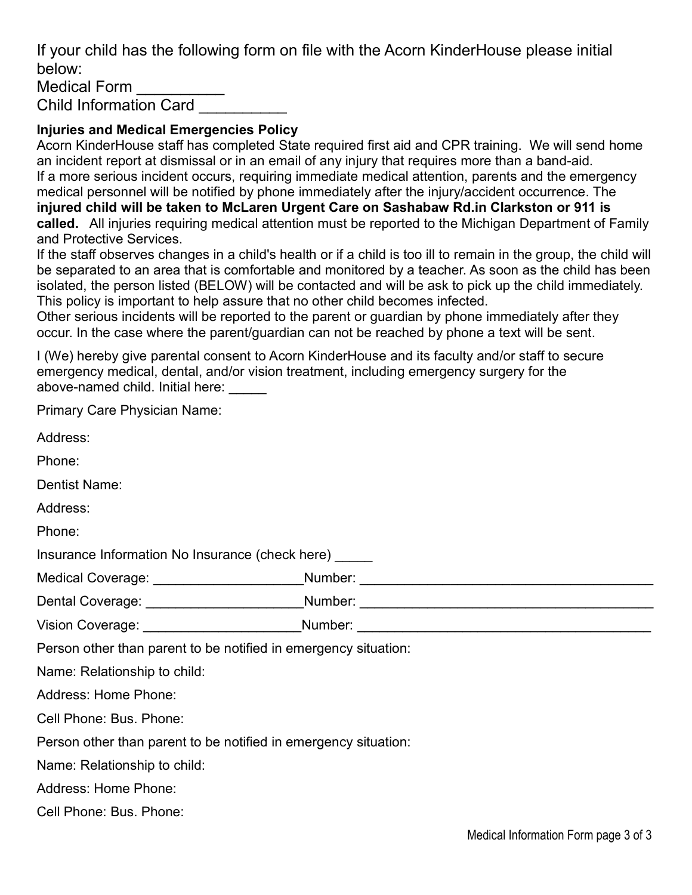If your child has the following form on file with the Acorn KinderHouse please initial below:

Medical Form __________

Child Information Card __________

**Injuries and Medical Emergencies Policy**

Acorn KinderHouse staff has completed State required first aid and CPR training. We will send home an incident report at dismissal or in an email of any injury that requires more than a band-aid.

If a more serious incident occurs, requiring immediate medical attention, parents and the emergency medical personnel will be notified by phone immediately after the injury/accident occurrence. The **injured child will be taken to McLaren Urgent Care on Sashabaw Rd.in Clarkston or 911 is called.** All injuries requiring medical attention must be reported to the Michigan Department of Family and Protective Services.

If the staff observes changes in a child's health or if a child is too ill to remain in the group, the child will be separated to an area that is comfortable and monitored by a teacher. As soon as the child has been isolated, the person listed (BELOW) will be contacted and will be ask to pick up the child immediately. This policy is important to help assure that no other child becomes infected.

Other serious incidents will be reported to the parent or guardian by phone immediately after they occur. In the case where the parent/guardian can not be reached by phone a text will be sent.

I (We) hereby give parental consent to Acorn KinderHouse and its faculty and/or staff to secure emergency medical, dental, and/or vision treatment, including emergency surgery for the above-named child. Initial here: _____

Primary Care Physician Name:

Address:

Phone:

Dentist Name:

Address:

Phone:

Insurance Information No Insurance (check here) _____

Medical Coverage: ____________________Number: ________________________________________

Dental Coverage: _____________________Number: ________________________________________

Vision Coverage: _____________________Number: ________________________________________

Person other than parent to be notified in emergency situation:

Name: Relationship to child:

Address: Home Phone:

Cell Phone: Bus. Phone:

Person other than parent to be notified in emergency situation:

Name: Relationship to child:

Address: Home Phone:

Cell Phone: Bus. Phone: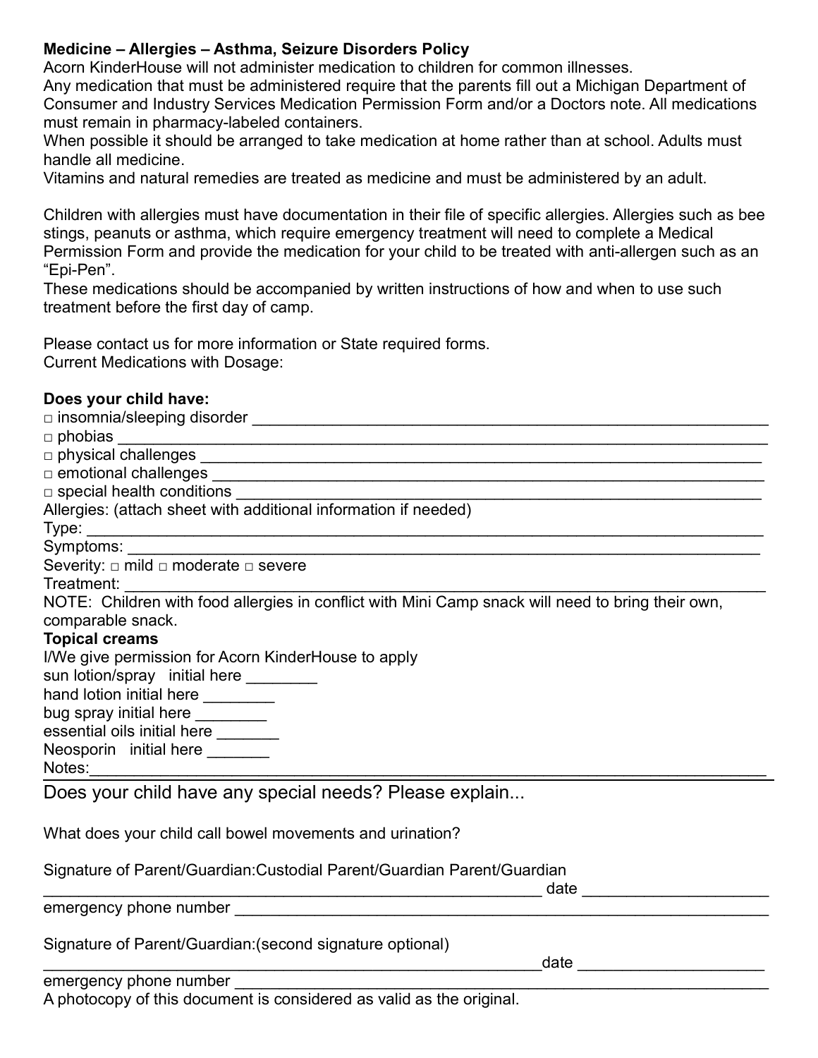**Medicine – Allergies – Asthma, Seizure Disorders Policy**

Acorn KinderHouse will not administer medication to children for common illnesses.

Any medication that must be administered require that the parents fill out a Michigan Department of Consumer and Industry Services Medication Permission Form and/or a Doctors note. All medications must remain in pharmacy-labeled containers.

When possible it should be arranged to take medication at home rather than at school. Adults must handle all medicine.

Vitamins and natural remedies are treated as medicine and must be administered by an adult.

Children with allergies must have documentation in their file of specific allergies. Allergies such as bee stings, peanuts or asthma, which require emergency treatment will need to complete a Medical Permission Form and provide the medication for your child to be treated with anti-allergen such as an "Epi-Pen".

These medications should be accompanied by written instructions of how and when to use such treatment before the first day of camp.

Please contact us for more information or State required forms.

Current Medications with Dosage:

**Does your child have:**

□ insomnia/sleeping disorder ____________________________________________________________

□ phobias ______________________________________________________________________________

□ physical challenges _______________________________________________________________

□ emotional challenges ______________________________________________________________

□ special health conditions __________________________________________________________

Allergies: (attach sheet with additional information if needed)

Type: ________________________________________________________________________________

Symptoms: ____________________________________________________________________________

Severity: □ mild □ moderate □ severe

Treatment: ___________________________________________________________________________

NOTE: Children with food allergies in conflict with Mini Camp snack will need to bring their own, comparable snack.

**Topical creams**

I/We give permission for Acorn KinderHouse to apply

sun lotion/spray initial here ________

hand lotion initial here ________

bug spray initial here ________

essential oils initial here _______

Neosporin initial here _______

Notes:_________________________________________________________________________________

Does your child have any special needs? Please explain...

What does your child call bowel movements and urination?

Signature of Parent/Guardian:Custodial Parent/Guardian Parent/Guardian

___________________________________________________________ date ____________________

emergency phone number _______________________________________________________________

Signature of Parent/Guardian:(second signature optional)

___________________________________________________________date ____________________

emergency phone number _______________________________________________________________

A photocopy of this document is considered as valid as the original.